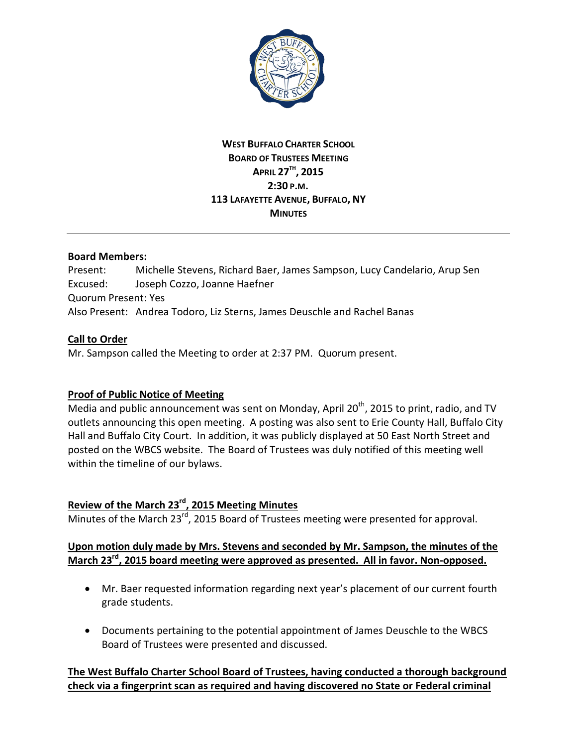**WEST BUFFALO CHARTER SCHOOL**
**BOARD OF TRUSTEES MEETING**
**APRIL 27TH, 2015**
**2:30 P.M.**
**113 LAFAYETTE AVENUE, BUFFALO, NY**
**MINUTES**

---

**Board Members:**

Present: Michelle Stevens, Richard Baer, James Sampson, Lucy Candelario, Arup Sen
Excused: Joseph Cozzo, Joanne Haefner
Quorum Present: Yes
Also Present: Andrea Todoro, Liz Sterns, James Deuschle and Rachel Banas

**Call to Order**

Mr. Sampson called the Meeting to order at 2:37 PM. Quorum present.

**Proof of Public Notice of Meeting**

Media and public announcement was sent on Monday, April 20th, 2015 to print, radio, and TV outlets announcing this open meeting. A posting was also sent to Erie County Hall, Buffalo City Hall and Buffalo City Court. In addition, it was publicly displayed at 50 East North Street and posted on the WBCS website. The Board of Trustees was duly notified of this meeting well within the timeline of our bylaws.

**Review of the March 23rd, 2015 Meeting Minutes**

Minutes of the March 23rd, 2015 Board of Trustees meeting were presented for approval.

**Upon motion duly made by Mrs. Stevens and seconded by Mr. Sampson, the minutes of the March 23rd, 2015 board meeting were approved as presented. All in favor. Non-opposed.**

- Mr. Baer requested information regarding next year's placement of our current fourth grade students.
- Documents pertaining to the potential appointment of James Deuschle to the WBCS Board of Trustees were presented and discussed.

**The West Buffalo Charter School Board of Trustees, having conducted a thorough background check via a fingerprint scan as required and having discovered no State or Federal criminal**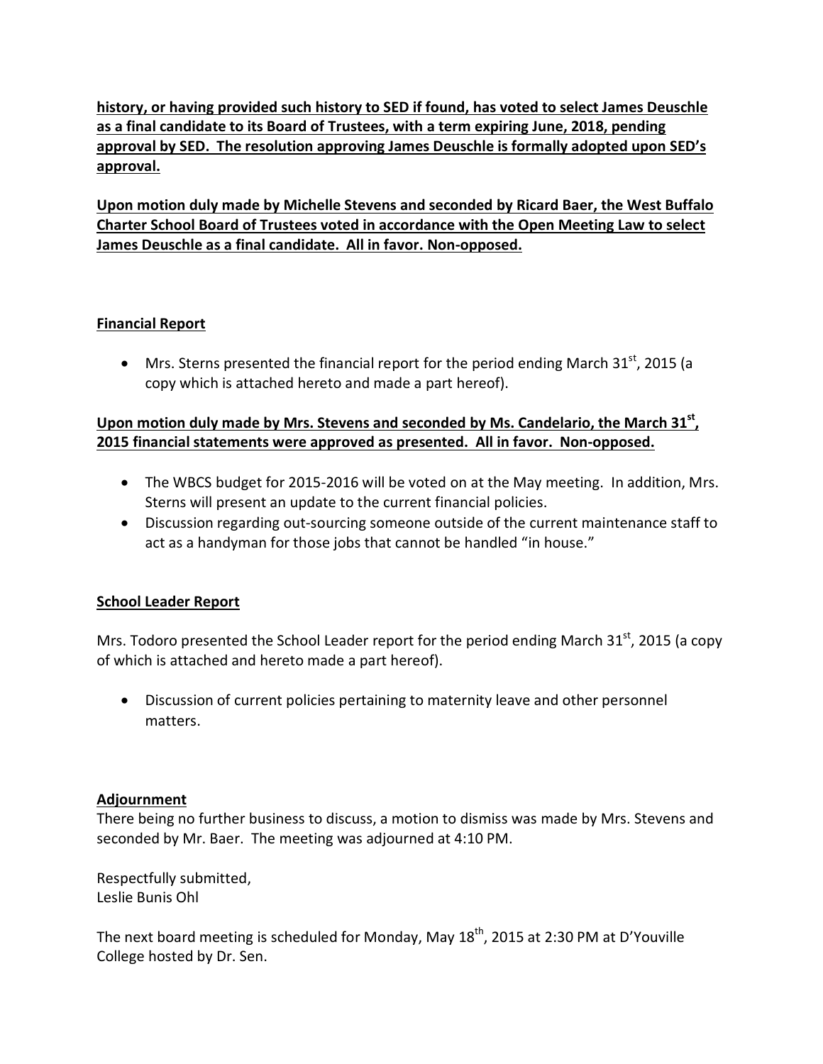**history, or having provided such history to SED if found, has voted to select James Deuschle as a final candidate to its Board of Trustees, with a term expiring June, 2018, pending approval by SED. The resolution approving James Deuschle is formally adopted upon SED's approval.**

**Upon motion duly made by Michelle Stevens and seconded by Ricard Baer, the West Buffalo Charter School Board of Trustees voted in accordance with the Open Meeting Law to select James Deuschle as a final candidate. All in favor. Non-opposed.**

**Financial Report**

- Mrs. Sterns presented the financial report for the period ending March 31st, 2015 (a copy which is attached hereto and made a part hereof).

**Upon motion duly made by Mrs. Stevens and seconded by Ms. Candelario, the March 31st, 2015 financial statements were approved as presented. All in favor. Non-opposed.**

- The WBCS budget for 2015-2016 will be voted on at the May meeting. In addition, Mrs. Sterns will present an update to the current financial policies.
- Discussion regarding out-sourcing someone outside of the current maintenance staff to act as a handyman for those jobs that cannot be handled "in house."

**School Leader Report**

Mrs. Todoro presented the School Leader report for the period ending March 31st, 2015 (a copy of which is attached and hereto made a part hereof).

- Discussion of current policies pertaining to maternity leave and other personnel matters.

**Adjournment**

There being no further business to discuss, a motion to dismiss was made by Mrs. Stevens and seconded by Mr. Baer. The meeting was adjourned at 4:10 PM.

Respectfully submitted,
Leslie Bunis Ohl

The next board meeting is scheduled for Monday, May 18th, 2015 at 2:30 PM at D'Youville College hosted by Dr. Sen.